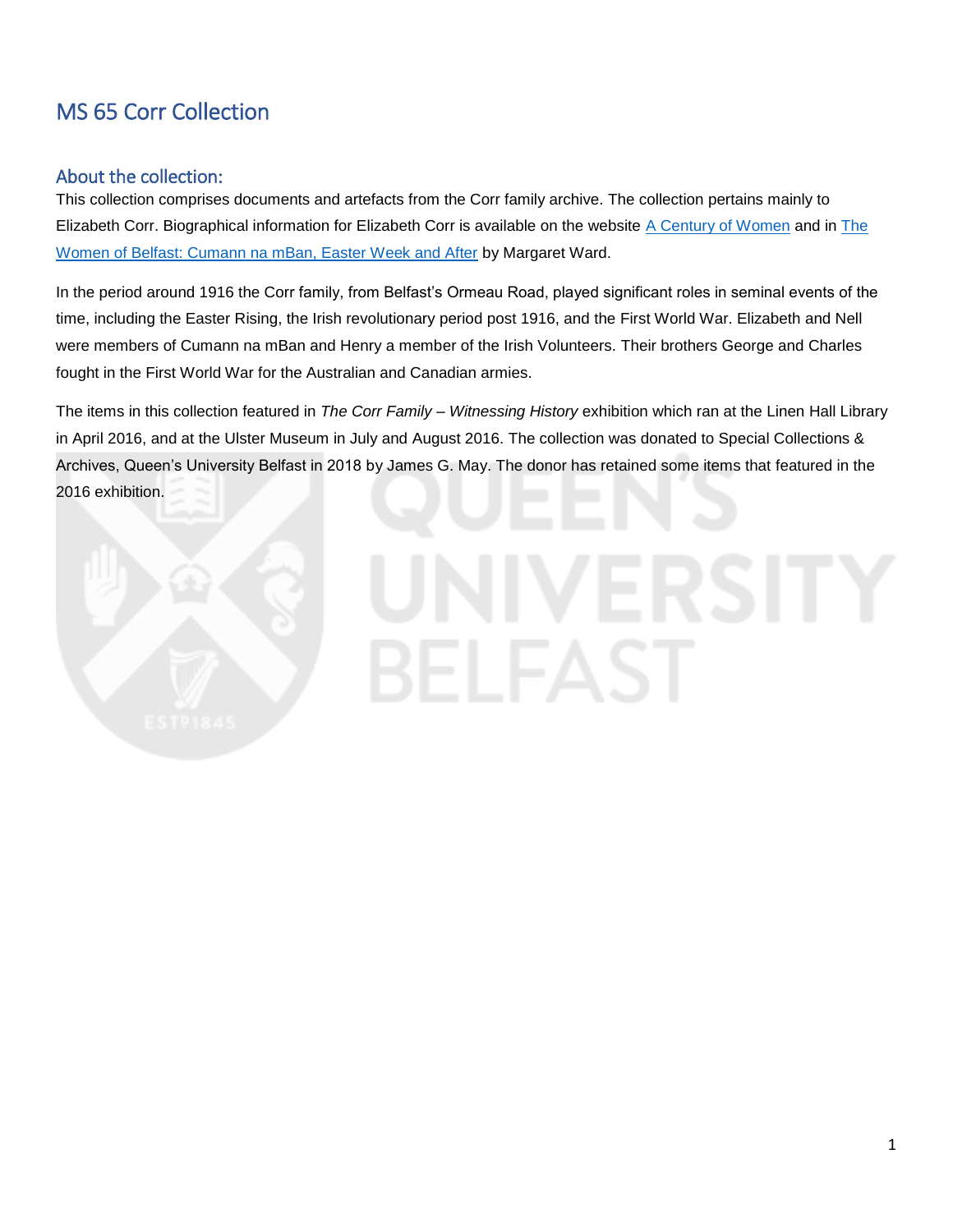# MS 65 Corr Collection

## About the collection:

This collection comprises documents and artefacts from the Corr family archive. The collection pertains mainly to Elizabeth Corr. Biographical information for Elizabeth Corr is available on the website A Century of Women and in The Women of Belfast: Cumann na mBan, Easter Week and After by Margaret Ward.

In the period around 1916 the Corr family, from Belfast's Ormeau Road, played significant roles in seminal events of the time, including the Easter Rising, the Irish revolutionary period post 1916, and the First World War. Elizabeth and Nell were members of Cumann na mBan and Henry a member of the Irish Volunteers. Their brothers George and Charles fought in the First World War for the Australian and Canadian armies.

The items in this collection featured in *The Corr Family – Witnessing History* exhibition which ran at the Linen Hall Library in April 2016, and at the Ulster Museum in July and August 2016. The collection was donated to Special Collections & Archives, Queen's University Belfast in 2018 by James G. May. The donor has retained some items that featured in the 2016 exhibition.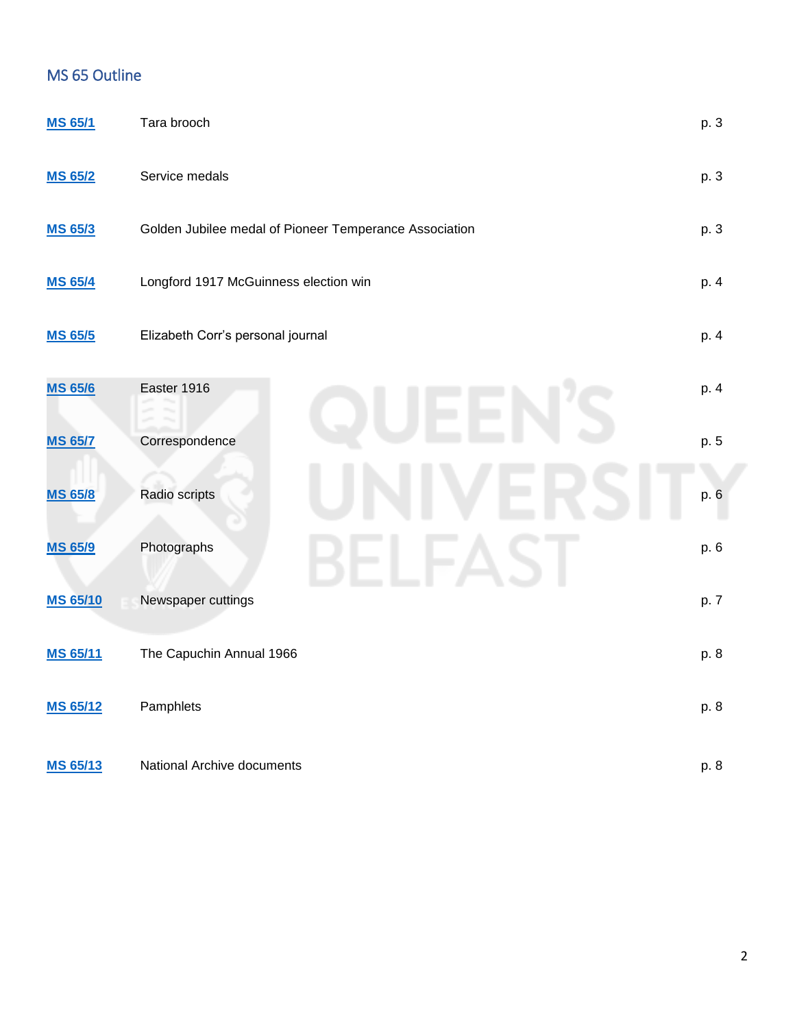## MS 65 Outline

| | | |
|---|---|---|
| **MS 65/1** | Tara brooch | p. 3 |
| **MS 65/2** | Service medals | p. 3 |
| **MS 65/3** | Golden Jubilee medal of Pioneer Temperance Association | p. 3 |
| **MS 65/4** | Longford 1917 McGuinness election win | p. 4 |
| **MS 65/5** | Elizabeth Corr's personal journal | p. 4 |
| **MS 65/6** | Easter 1916 | p. 4 |
| **MS 65/7** | Correspondence | p. 5 |
| **MS 65/8** | Radio scripts | p. 6 |
| **MS 65/9** | Photographs | p. 6 |
| **MS 65/10** | Newspaper cuttings | p. 7 |
| **MS 65/11** | The Capuchin Annual 1966 | p. 8 |
| **MS 65/12** | Pamphlets | p. 8 |
| **MS 65/13** | National Archive documents | p. 8 |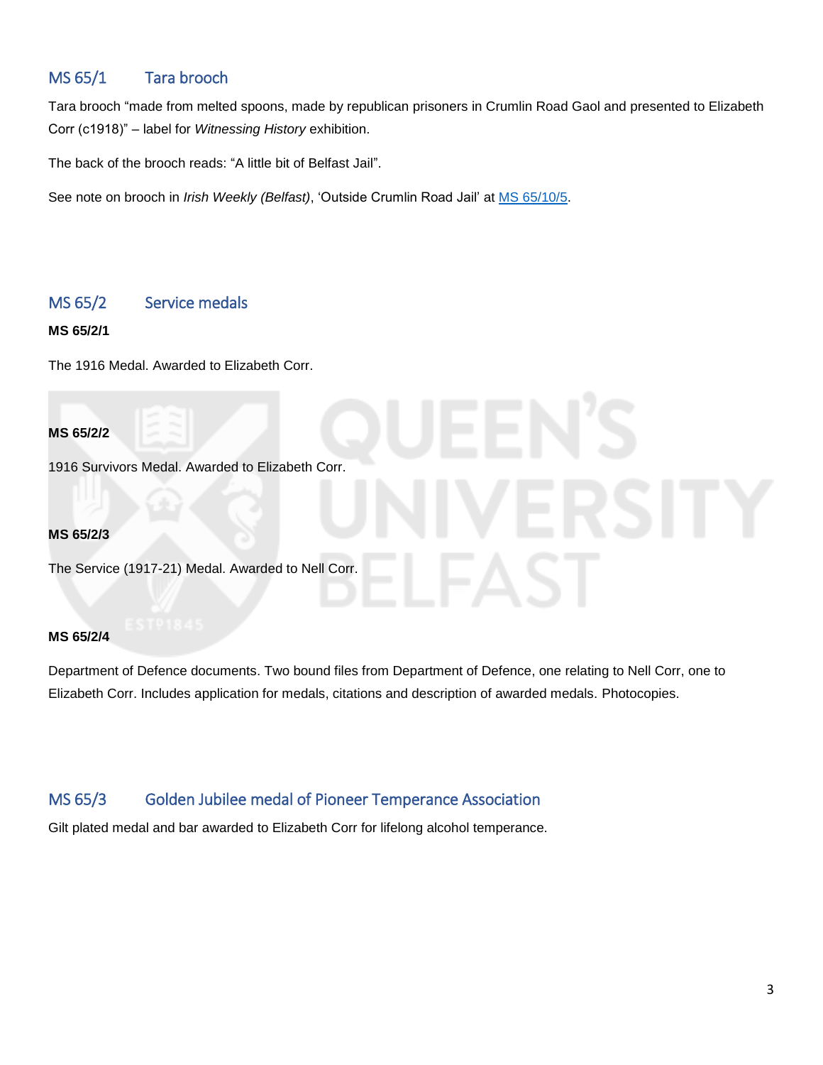## MS 65/1 Tara brooch

Tara brooch "made from melted spoons, made by republican prisoners in Crumlin Road Gaol and presented to Elizabeth Corr (c1918)" – label for *Witnessing History* exhibition.

The back of the brooch reads: "A little bit of Belfast Jail".

See note on brooch in *Irish Weekly (Belfast)*, 'Outside Crumlin Road Jail' at MS 65/10/5.

## MS 65/2 Service medals

**MS 65/2/1**

The 1916 Medal. Awarded to Elizabeth Corr.

**MS 65/2/2**

1916 Survivors Medal. Awarded to Elizabeth Corr.

**MS 65/2/3**

The Service (1917-21) Medal. Awarded to Nell Corr.

**MS 65/2/4**

Department of Defence documents. Two bound files from Department of Defence, one relating to Nell Corr, one to Elizabeth Corr. Includes application for medals, citations and description of awarded medals. Photocopies.

## MS 65/3 Golden Jubilee medal of Pioneer Temperance Association

Gilt plated medal and bar awarded to Elizabeth Corr for lifelong alcohol temperance.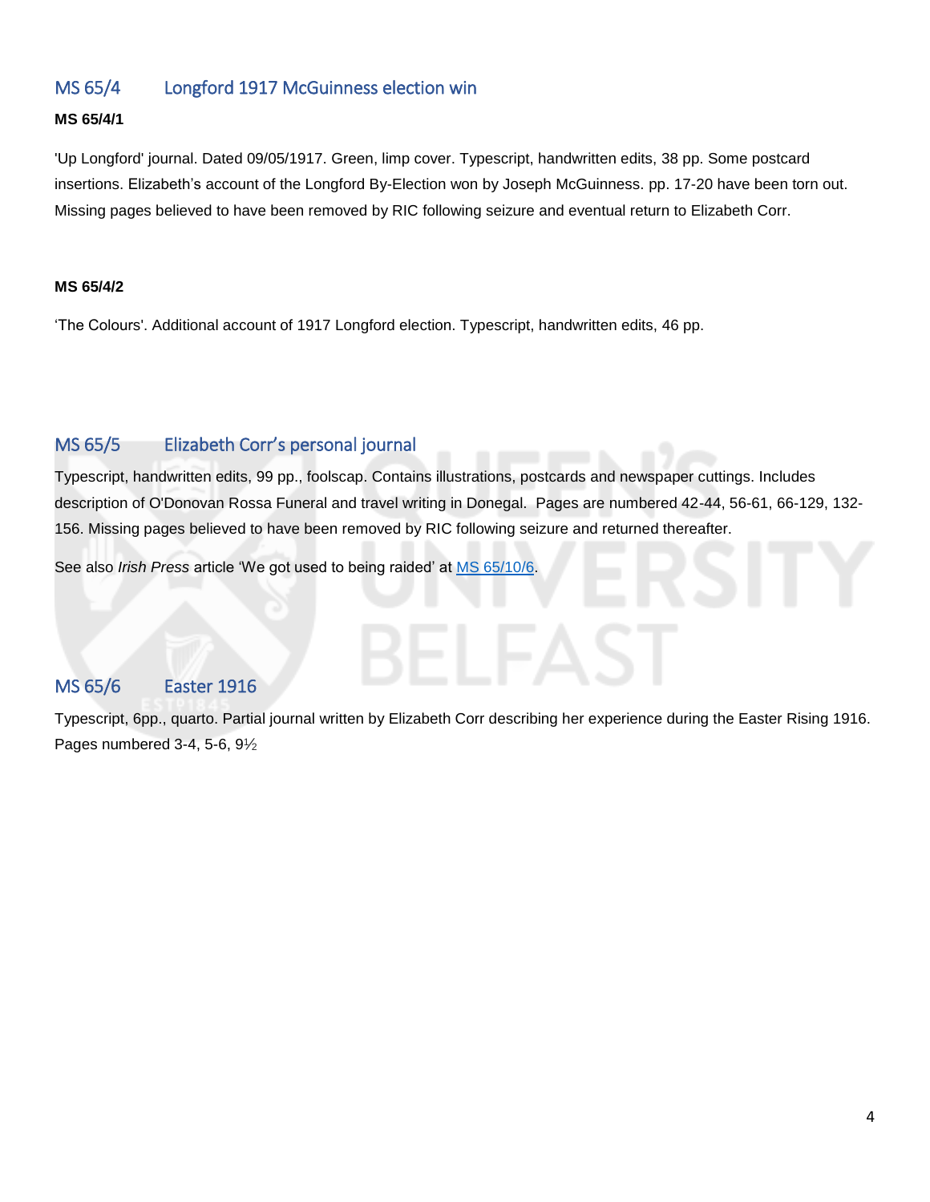## MS 65/4 Longford 1917 McGuinness election win

**MS 65/4/1**

'Up Longford' journal. Dated 09/05/1917. Green, limp cover. Typescript, handwritten edits, 38 pp. Some postcard insertions. Elizabeth's account of the Longford By-Election won by Joseph McGuinness. pp. 17-20 have been torn out. Missing pages believed to have been removed by RIC following seizure and eventual return to Elizabeth Corr.

**MS 65/4/2**

'The Colours'. Additional account of 1917 Longford election. Typescript, handwritten edits, 46 pp.

## MS 65/5 Elizabeth Corr's personal journal

Typescript, handwritten edits, 99 pp., foolscap. Contains illustrations, postcards and newspaper cuttings. Includes description of O'Donovan Rossa Funeral and travel writing in Donegal. Pages are numbered 42-44, 56-61, 66-129, 132-156. Missing pages believed to have been removed by RIC following seizure and returned thereafter.

See also *Irish Press* article 'We got used to being raided' at MS 65/10/6.

## MS 65/6 Easter 1916

Typescript, 6pp., quarto. Partial journal written by Elizabeth Corr describing her experience during the Easter Rising 1916. Pages numbered 3-4, 5-6, 9½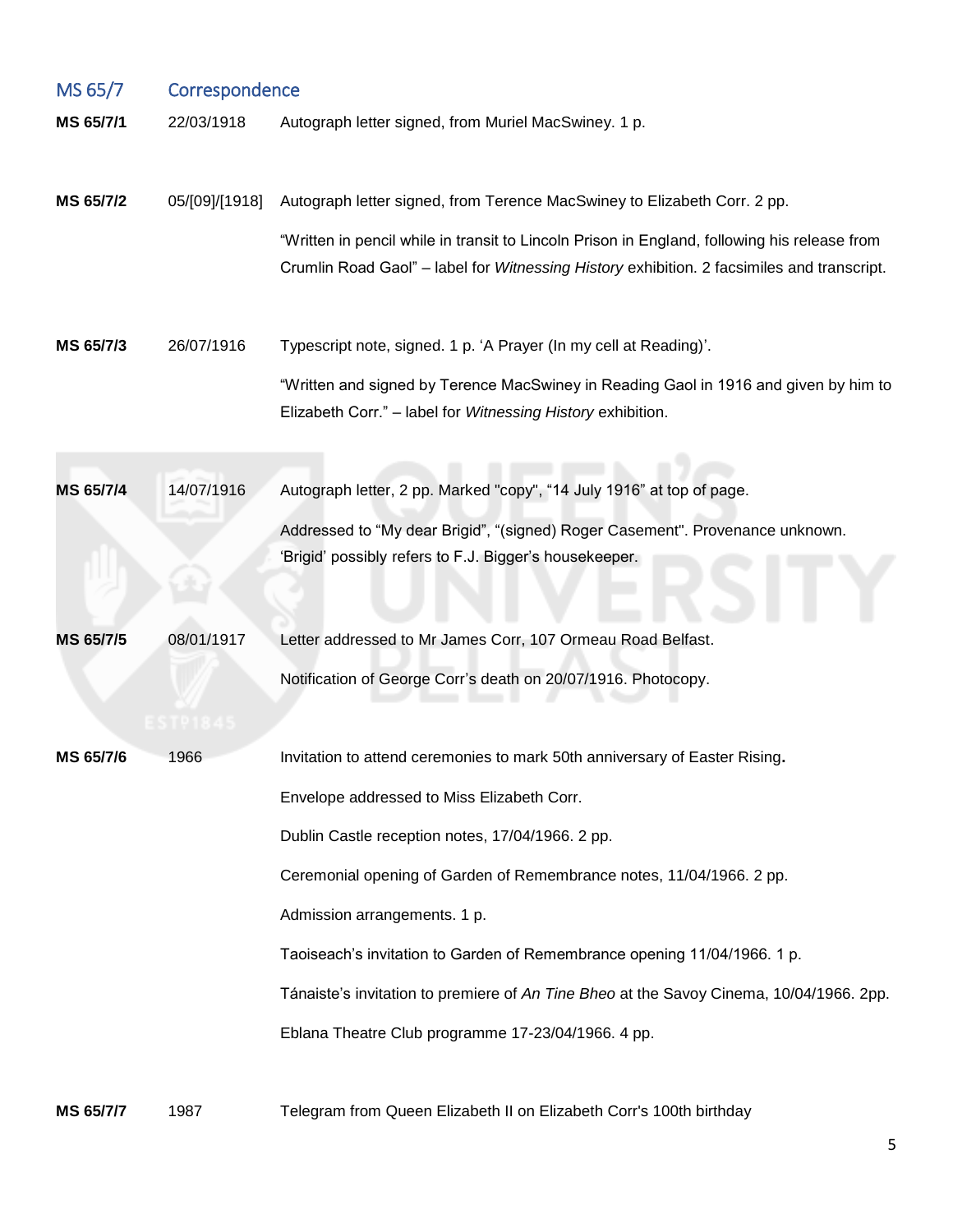## MS 65/7 Correspondence

| | | |
|---|---|---|
| **MS 65/7/1** | 22/03/1918 | Autograph letter signed, from Muriel MacSwiney. 1 p. |
| **MS 65/7/2** | 05/[09]/[1918] | Autograph letter signed, from Terence MacSwiney to Elizabeth Corr. 2 pp.<br><br>“Written in pencil while in transit to Lincoln Prison in England, following his release from Crumlin Road Gaol” – label for *Witnessing History* exhibition. 2 facsimiles and transcript. |
| **MS 65/7/3** | 26/07/1916 | Typescript note, signed. 1 p. ‘A Prayer (In my cell at Reading)’.<br><br>“Written and signed by Terence MacSwiney in Reading Gaol in 1916 and given by him to Elizabeth Corr.” – label for *Witnessing History* exhibition. |
| **MS 65/7/4** | 14/07/1916 | Autograph letter, 2 pp. Marked "copy", “14 July 1916” at top of page.<br><br>Addressed to “My dear Brigid”, “(signed) Roger Casement". Provenance unknown. ‘Brigid’ possibly refers to F.J. Bigger’s housekeeper. |
| **MS 65/7/5** | 08/01/1917 | Letter addressed to Mr James Corr, 107 Ormeau Road Belfast.<br><br>Notification of George Corr’s death on 20/07/1916. Photocopy. |
| **MS 65/7/6** | 1966 | Invitation to attend ceremonies to mark 50th anniversary of Easter Rising**.**<br><br>Envelope addressed to Miss Elizabeth Corr.<br><br>Dublin Castle reception notes, 17/04/1966. 2 pp.<br><br>Ceremonial opening of Garden of Remembrance notes, 11/04/1966. 2 pp.<br><br>Admission arrangements. 1 p.<br><br>Taoiseach’s invitation to Garden of Remembrance opening 11/04/1966. 1 p.<br><br>Tánaiste’s invitation to premiere of *An Tine Bheo* at the Savoy Cinema, 10/04/1966. 2pp.<br><br>Eblana Theatre Club programme 17-23/04/1966. 4 pp. |
| **MS 65/7/7** | 1987 | Telegram from Queen Elizabeth II on Elizabeth Corr's 100th birthday |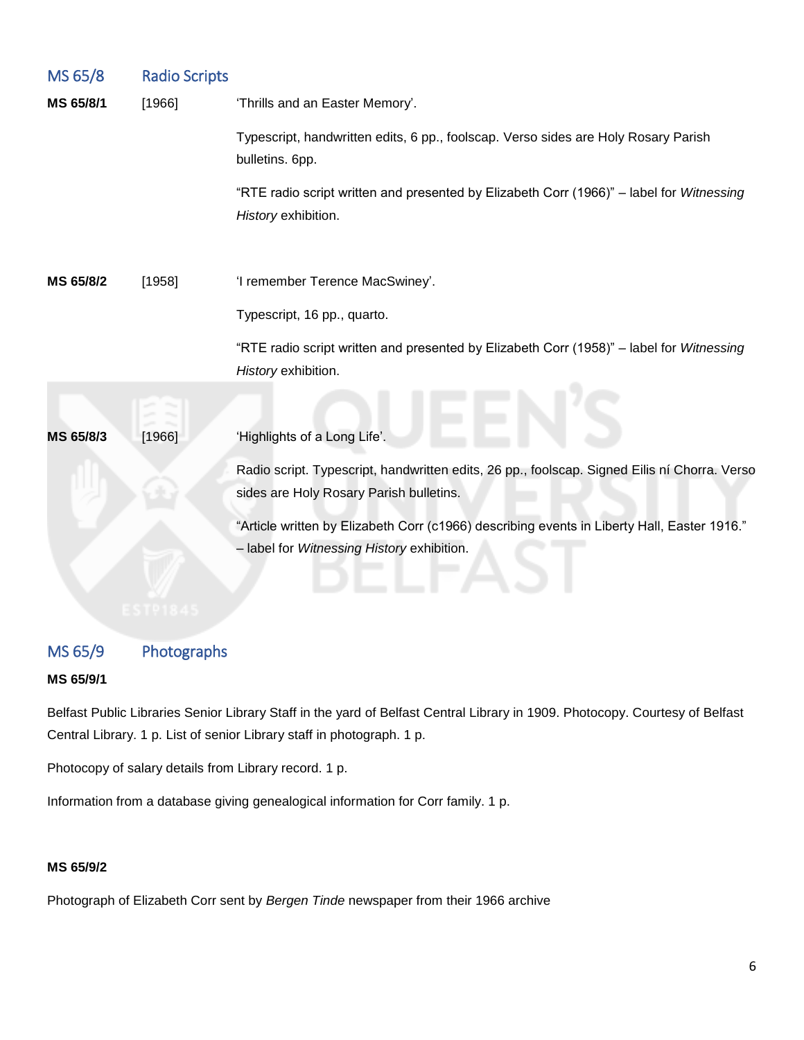## MS 65/8 Radio Scripts

**MS 65/8/1** [1966] 'Thrills and an Easter Memory'.

Typescript, handwritten edits, 6 pp., foolscap. Verso sides are Holy Rosary Parish bulletins. 6pp.

"RTE radio script written and presented by Elizabeth Corr (1966)" – label for *Witnessing History* exhibition.

**MS 65/8/2** [1958] 'I remember Terence MacSwiney'.

Typescript, 16 pp., quarto.

"RTE radio script written and presented by Elizabeth Corr (1958)" – label for *Witnessing History* exhibition.

**MS 65/8/3** [1966] 'Highlights of a Long Life'.

Radio script. Typescript, handwritten edits, 26 pp., foolscap. Signed Eilis ní Chorra. Verso sides are Holy Rosary Parish bulletins.

"Article written by Elizabeth Corr (c1966) describing events in Liberty Hall, Easter 1916." – label for *Witnessing History* exhibition.

## MS 65/9 Photographs

**MS 65/9/1**

Belfast Public Libraries Senior Library Staff in the yard of Belfast Central Library in 1909. Photocopy. Courtesy of Belfast Central Library. 1 p. List of senior Library staff in photograph. 1 p.

Photocopy of salary details from Library record. 1 p.

Information from a database giving genealogical information for Corr family. 1 p.

**MS 65/9/2**

Photograph of Elizabeth Corr sent by *Bergen Tinde* newspaper from their 1966 archive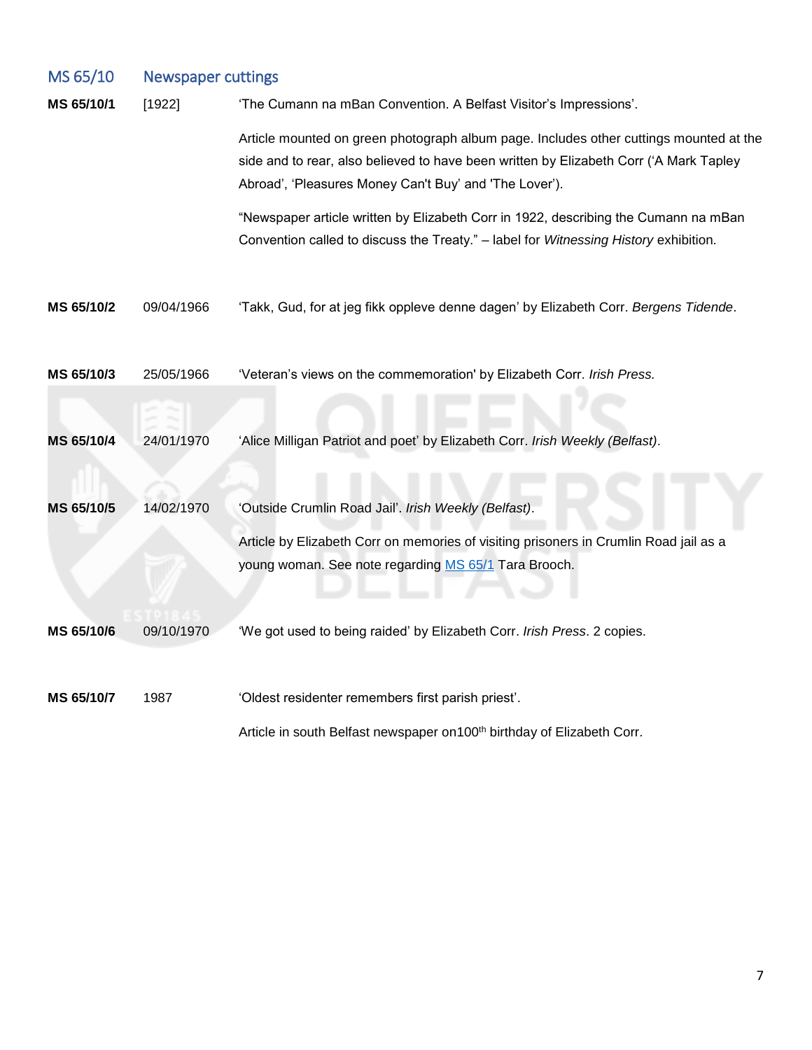## MS 65/10 Newspaper cuttings

**MS 65/10/1** [1922] 'The Cumann na mBan Convention. A Belfast Visitor's Impressions'.

Article mounted on green photograph album page. Includes other cuttings mounted at the side and to rear, also believed to have been written by Elizabeth Corr ('A Mark Tapley Abroad', 'Pleasures Money Can't Buy' and 'The Lover').

"Newspaper article written by Elizabeth Corr in 1922, describing the Cumann na mBan Convention called to discuss the Treaty." – label for *Witnessing History* exhibition.

**MS 65/10/2** 09/04/1966 'Takk, Gud, for at jeg fikk oppleve denne dagen' by Elizabeth Corr. *Bergens Tidende*.

**MS 65/10/3** 25/05/1966 'Veteran's views on the commemoration' by Elizabeth Corr. *Irish Press.*

**MS 65/10/4** 24/01/1970 'Alice Milligan Patriot and poet' by Elizabeth Corr. *Irish Weekly (Belfast)*.

**MS 65/10/5** 14/02/1970 'Outside Crumlin Road Jail'. *Irish Weekly (Belfast)*.

Article by Elizabeth Corr on memories of visiting prisoners in Crumlin Road jail as a young woman. See note regarding MS 65/1 Tara Brooch.

**MS 65/10/6** 09/10/1970 'We got used to being raided' by Elizabeth Corr. *Irish Press*. 2 copies.

**MS 65/10/7** 1987 'Oldest residenter remembers first parish priest'.

Article in south Belfast newspaper on100th birthday of Elizabeth Corr.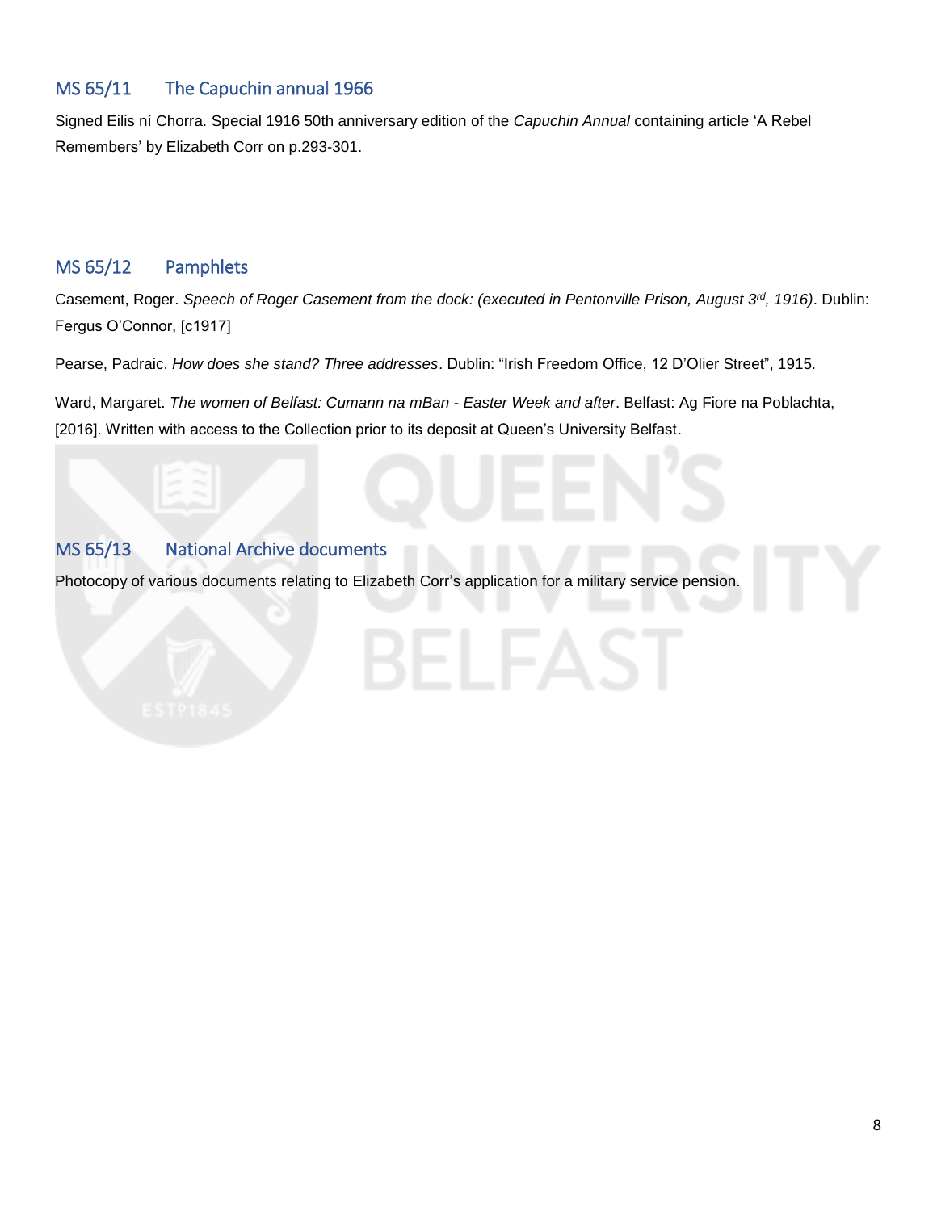## MS 65/11 The Capuchin annual 1966

Signed Eilis ní Chorra. Special 1916 50th anniversary edition of the *Capuchin Annual* containing article 'A Rebel Remembers' by Elizabeth Corr on p.293-301.

## MS 65/12 Pamphlets

Casement, Roger. *Speech of Roger Casement from the dock: (executed in Pentonville Prison, August 3rd, 1916)*. Dublin: Fergus O'Connor, [c1917]

Pearse, Padraic. *How does she stand? Three addresses*. Dublin: "Irish Freedom Office, 12 D'Olier Street", 1915.

Ward, Margaret. *The women of Belfast: Cumann na mBan - Easter Week and after*. Belfast: Ag Fiore na Poblachta, [2016]. Written with access to the Collection prior to its deposit at Queen's University Belfast.

## MS 65/13 National Archive documents

Photocopy of various documents relating to Elizabeth Corr's application for a military service pension.